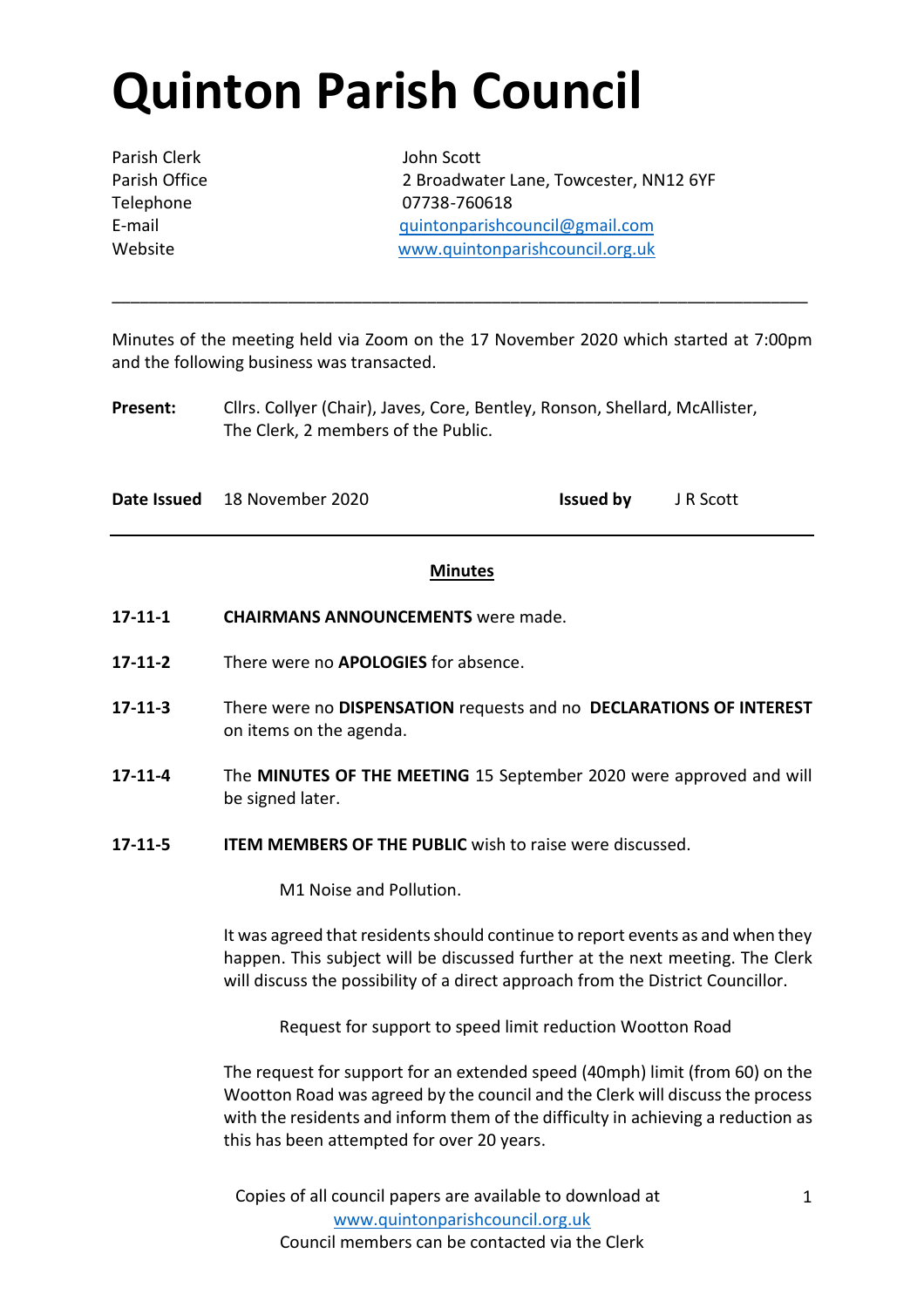# Quinton Parish Council

| | |
|---|---|
| Parish Clerk | John Scott |
| Parish Office | 2 Broadwater Lane, Towcester, NN12 6YF |
| Telephone | 07738-760618 |
| E-mail | quintonparishcouncil@gmail.com |
| Website | www.quintonparishcouncil.org.uk |

---

Minutes of the meeting held via Zoom on the 17 November 2020 which started at 7:00pm and the following business was transacted.

**Present:** Cllrs. Collyer (Chair), Javes, Core, Bentley, Ronson, Shellard, McAllister, The Clerk, 2 members of the Public.

**Date Issued** 18 November 2020 **Issued by** J R Scott

---

## Minutes

**17-11-1** **CHAIRMANS ANNOUNCEMENTS** were made.

**17-11-2** There were no **APOLOGIES** for absence.

**17-11-3** There were no **DISPENSATION** requests and no **DECLARATIONS OF INTEREST** on items on the agenda.

**17-11-4** The **MINUTES OF THE MEETING** 15 September 2020 were approved and will be signed later.

**17-11-5** **ITEM MEMBERS OF THE PUBLIC** wish to raise were discussed.

M1 Noise and Pollution.

It was agreed that residents should continue to report events as and when they happen. This subject will be discussed further at the next meeting. The Clerk will discuss the possibility of a direct approach from the District Councillor.

Request for support to speed limit reduction Wootton Road

The request for support for an extended speed (40mph) limit (from 60) on the Wootton Road was agreed by the council and the Clerk will discuss the process with the residents and inform them of the difficulty in achieving a reduction as this has been attempted for over 20 years.

Copies of all council papers are available to download at www.quintonparishcouncil.org.uk
Council members can be contacted via the Clerk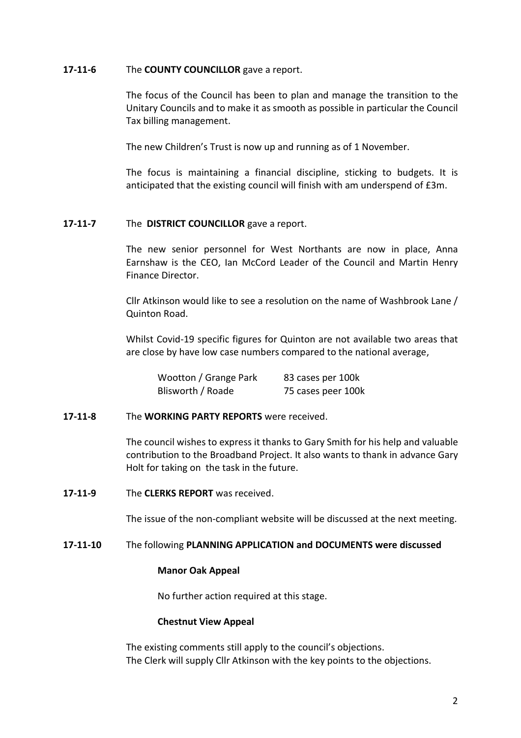**17-11-6** The **COUNTY COUNCILLOR** gave a report.

The focus of the Council has been to plan and manage the transition to the Unitary Councils and to make it as smooth as possible in particular the Council Tax billing management.

The new Children's Trust is now up and running as of 1 November.

The focus is maintaining a financial discipline, sticking to budgets. It is anticipated that the existing council will finish with am underspend of £3m.

**17-11-7** The **DISTRICT COUNCILLOR** gave a report.

The new senior personnel for West Northants are now in place, Anna Earnshaw is the CEO, Ian McCord Leader of the Council and Martin Henry Finance Director.

Cllr Atkinson would like to see a resolution on the name of Washbrook Lane / Quinton Road.

Whilst Covid-19 specific figures for Quinton are not available two areas that are close by have low case numbers compared to the national average,

| | |
|---|---|
| Wootton / Grange Park | 83 cases per 100k |
| Blisworth / Roade | 75 cases peer 100k |

**17-11-8** The **WORKING PARTY REPORTS** were received.

The council wishes to express it thanks to Gary Smith for his help and valuable contribution to the Broadband Project. It also wants to thank in advance Gary Holt for taking on the task in the future.

**17-11-9** The **CLERKS REPORT** was received.

The issue of the non-compliant website will be discussed at the next meeting.

**17-11-10** The following **PLANNING APPLICATION and DOCUMENTS were discussed**

**Manor Oak Appeal**

No further action required at this stage.

**Chestnut View Appeal**

The existing comments still apply to the council's objections.
The Clerk will supply Cllr Atkinson with the key points to the objections.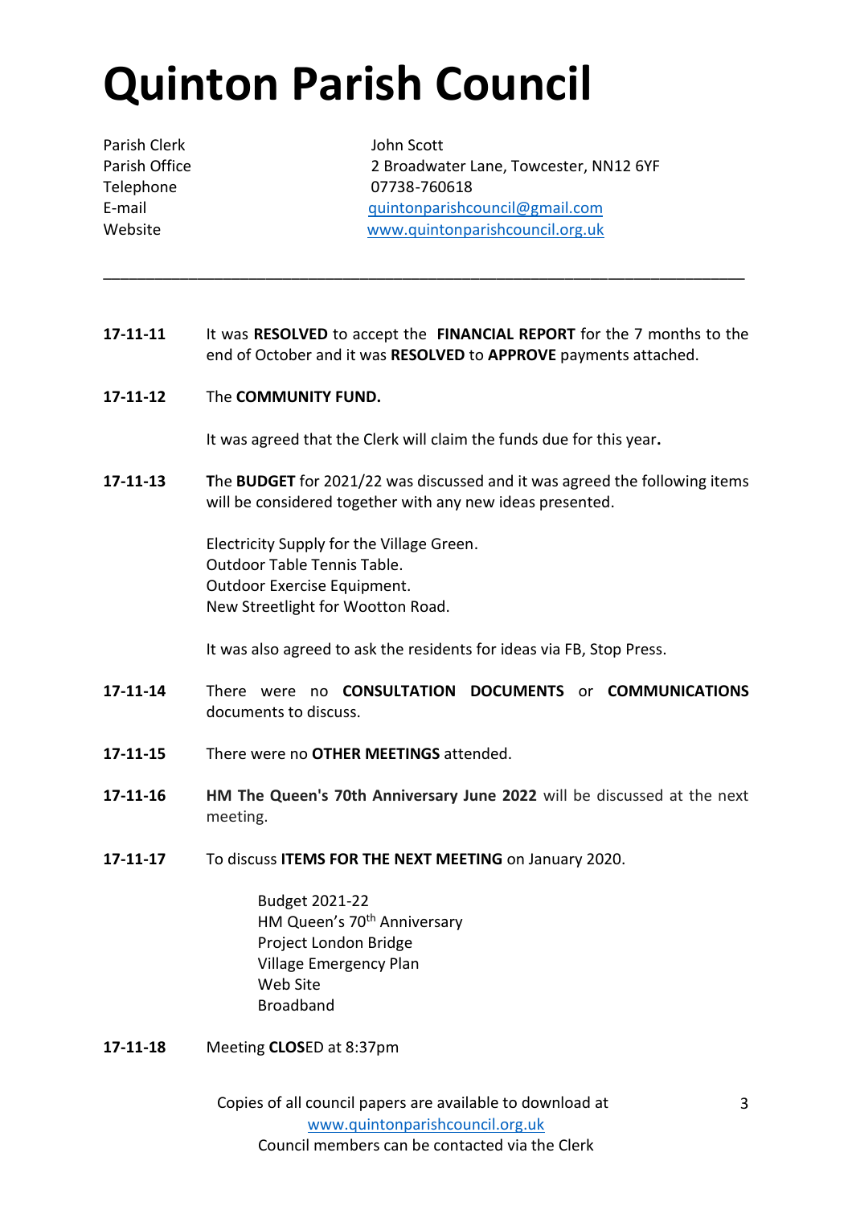# Quinton Parish Council

Parish Clerk John Scott
Parish Office 2 Broadwater Lane, Towcester, NN12 6YF
Telephone 07738-760618
E-mail quintonparishcouncil@gmail.com
Website www.quintonparishcouncil.org.uk

---

**17-11-11** It was **RESOLVED** to accept the **FINANCIAL REPORT** for the 7 months to the end of October and it was **RESOLVED** to **APPROVE** payments attached.

**17-11-12** The **COMMUNITY FUND.**

It was agreed that the Clerk will claim the funds due for this year**.**

**17-11-13** **T**he **BUDGET** for 2021/22 was discussed and it was agreed the following items will be considered together with any new ideas presented.

Electricity Supply for the Village Green.
Outdoor Table Tennis Table.
Outdoor Exercise Equipment.
New Streetlight for Wootton Road.

It was also agreed to ask the residents for ideas via FB, Stop Press.

**17-11-14** There were no **CONSULTATION DOCUMENTS** or **COMMUNICATIONS** documents to discuss.

**17-11-15** There were no **OTHER MEETINGS** attended.

**17-11-16** **HM The Queen's 70th Anniversary June 2022** will be discussed at the next meeting.

**17-11-17** To discuss **ITEMS FOR THE NEXT MEETING** on January 2020.

Budget 2021-22
HM Queen's 70th Anniversary
Project London Bridge
Village Emergency Plan
Web Site
Broadband

**17-11-18** Meeting **CLOS**ED at 8:37pm

Copies of all council papers are available to download at www.quintonparishcouncil.org.uk
Council members can be contacted via the Clerk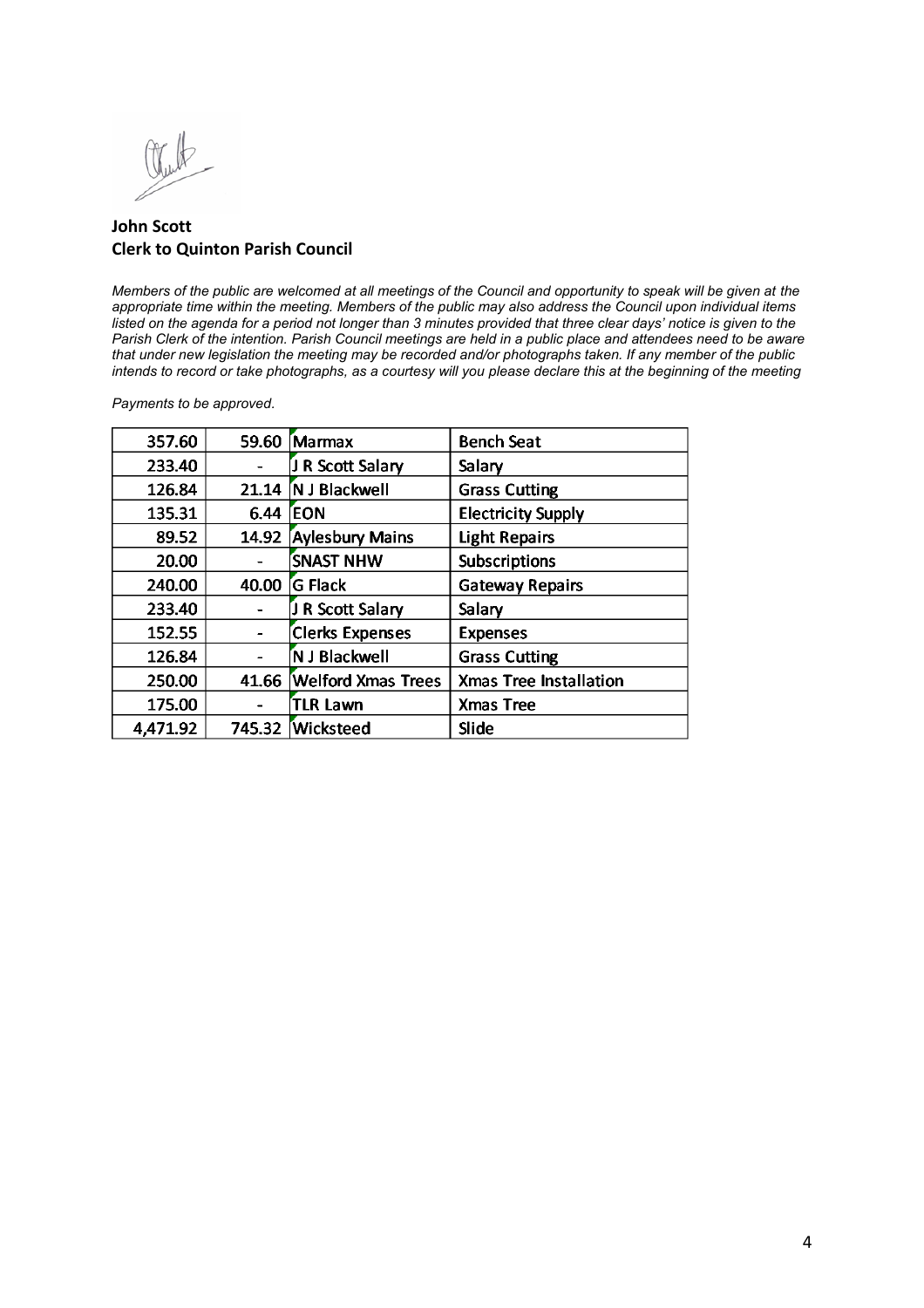**John Scott**
**Clerk to Quinton Parish Council**

*Members of the public are welcomed at all meetings of the Council and opportunity to speak will be given at the appropriate time within the meeting. Members of the public may also address the Council upon individual items listed on the agenda for a period not longer than 3 minutes provided that three clear days' notice is given to the Parish Clerk of the intention. Parish Council meetings are held in a public place and attendees need to be aware that under new legislation the meeting may be recorded and/or photographs taken. If any member of the public intends to record or take photographs, as a courtesy will you please declare this at the beginning of the meeting*

*Payments to be approved.*

| | | | |
|---|---|---|---|
| 357.60 | 59.60 | Marmax | Bench Seat |
| 233.40 | - | J R Scott Salary | Salary |
| 126.84 | 21.14 | N J Blackwell | Grass Cutting |
| 135.31 | 6.44 | EON | Electricity Supply |
| 89.52 | 14.92 | Aylesbury Mains | Light Repairs |
| 20.00 | - | SNAST NHW | Subscriptions |
| 240.00 | 40.00 | G Flack | Gateway Repairs |
| 233.40 | - | J R Scott Salary | Salary |
| 152.55 | - | Clerks Expenses | Expenses |
| 126.84 | - | N J Blackwell | Grass Cutting |
| 250.00 | 41.66 | Welford Xmas Trees | Xmas Tree Installation |
| 175.00 | - | TLR Lawn | Xmas Tree |
| 4,471.92 | 745.32 | Wicksteed | Slide |